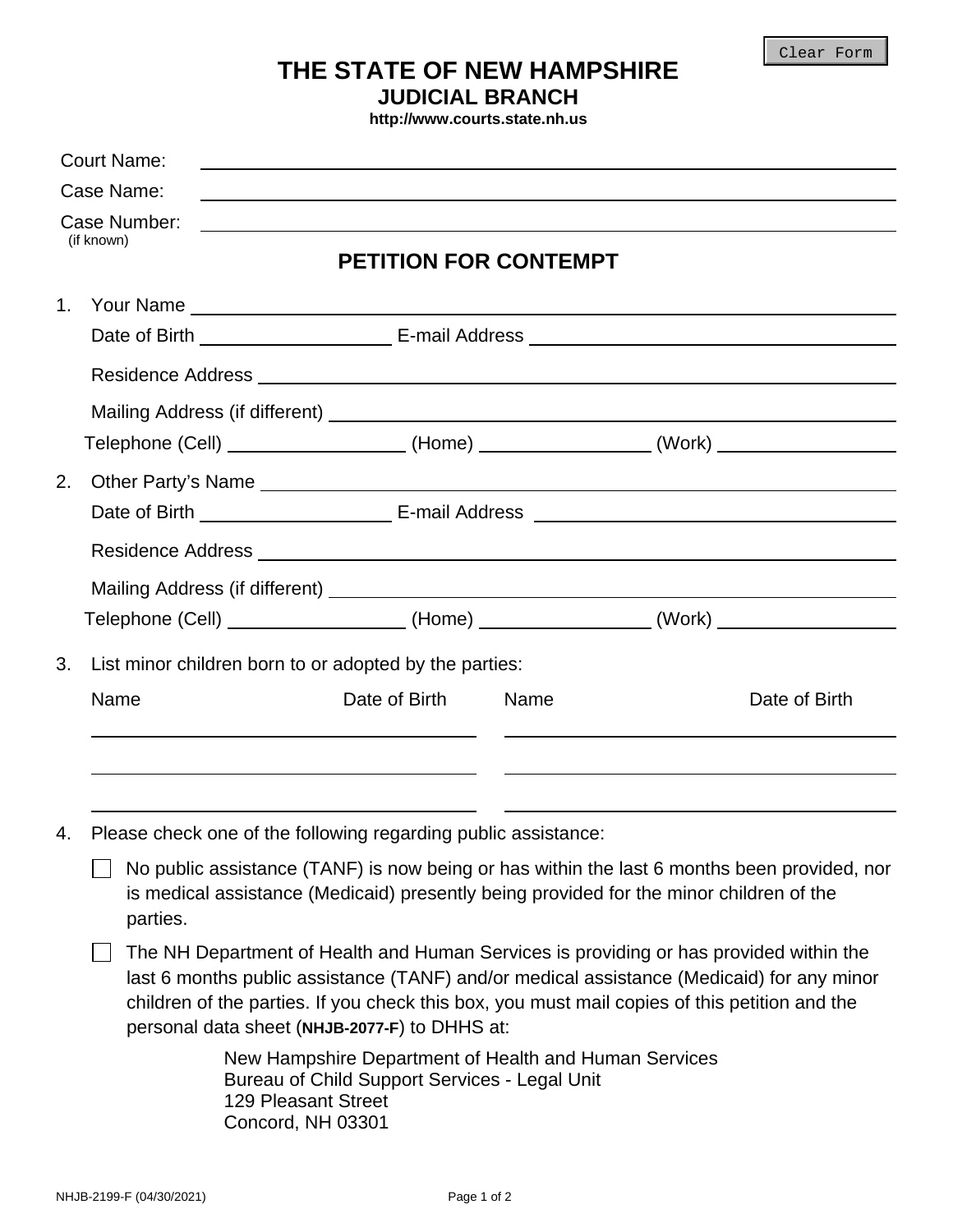# THE STATE OF NEW HAMPSHIRE
## JUDICIAL BRANCH
**http://www.courts.state.nh.us**

Court Name: ______________________________

Case Name: ______________________________

Case Number: ______________________________
(if known)

## PETITION FOR CONTEMPT

1. Your Name ______________________________

   Date of Birth ______________ E-mail Address ______________________

   Residence Address ______________________________

   Mailing Address (if different) ______________________________

   Telephone (Cell) ______________ (Home) ______________ (Work) ______________

2. Other Party's Name ______________________________

   Date of Birth ______________ E-mail Address ______________________

   Residence Address ______________________________

   Mailing Address (if different) ______________________________

   Telephone (Cell) ______________ (Home) ______________ (Work) ______________

3. List minor children born to or adopted by the parties:

| Name | Date of Birth | Name | Date of Birth |
|---|---|---|---|
| | | | |
| | | | |
| | | | |

4. Please check one of the following regarding public assistance:

   ☐ No public assistance (TANF) is now being or has within the last 6 months been provided, nor is medical assistance (Medicaid) presently being provided for the minor children of the parties.

   ☐ The NH Department of Health and Human Services is providing or has provided within the last 6 months public assistance (TANF) and/or medical assistance (Medicaid) for any minor children of the parties. If you check this box, you must mail copies of this petition and the personal data sheet (**NHJB-2077-F**) to DHHS at:

   New Hampshire Department of Health and Human Services
   Bureau of Child Support Services - Legal Unit
   129 Pleasant Street
   Concord, NH 03301

NHJB-2199-F (04/30/2021)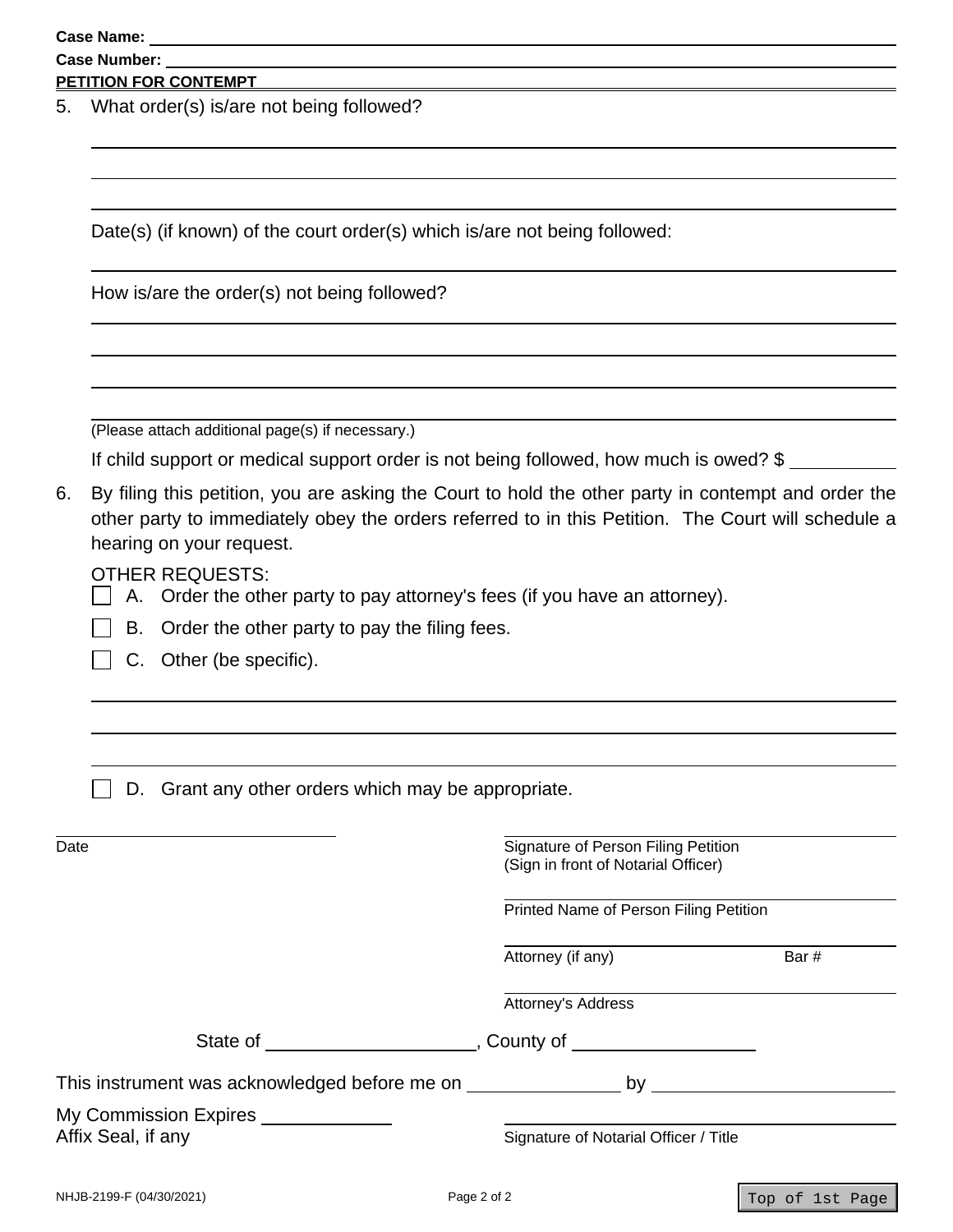Case Name: \_\_\_\_\_\_\_\_\_\_\_\_\_\_\_\_\_\_\_\_\_\_\_\_\_\_\_\_\_\_\_\_

Case Number: \_\_\_\_\_\_\_\_\_\_\_\_\_\_\_\_\_\_\_\_\_\_\_\_\_\_\_\_\_\_\_\_

**PETITION FOR CONTEMPT**

5. What order(s) is/are not being followed?

\_\_\_\_\_\_\_\_\_\_\_\_\_\_\_\_\_\_\_\_\_\_\_\_\_\_\_\_\_\_\_\_\_\_\_\_\_\_\_\_\_\_\_\_\_\_\_\_\_\_\_\_\_\_\_\_\_\_\_\_\_\_\_\_\_\_\_\_\_\_

\_\_\_\_\_\_\_\_\_\_\_\_\_\_\_\_\_\_\_\_\_\_\_\_\_\_\_\_\_\_\_\_\_\_\_\_\_\_\_\_\_\_\_\_\_\_\_\_\_\_\_\_\_\_\_\_\_\_\_\_\_\_\_\_\_\_\_\_\_\_

\_\_\_\_\_\_\_\_\_\_\_\_\_\_\_\_\_\_\_\_\_\_\_\_\_\_\_\_\_\_\_\_\_\_\_\_\_\_\_\_\_\_\_\_\_\_\_\_\_\_\_\_\_\_\_\_\_\_\_\_\_\_\_\_\_\_\_\_\_\_

Date(s) (if known) of the court order(s) which is/are not being followed:

\_\_\_\_\_\_\_\_\_\_\_\_\_\_\_\_\_\_\_\_\_\_\_\_\_\_\_\_\_\_\_\_\_\_\_\_\_\_\_\_\_\_\_\_\_\_\_\_\_\_\_\_\_\_\_\_\_\_\_\_\_\_\_\_\_\_\_\_\_\_

How is/are the order(s) not being followed?

\_\_\_\_\_\_\_\_\_\_\_\_\_\_\_\_\_\_\_\_\_\_\_\_\_\_\_\_\_\_\_\_\_\_\_\_\_\_\_\_\_\_\_\_\_\_\_\_\_\_\_\_\_\_\_\_\_\_\_\_\_\_\_\_\_\_\_\_\_\_

\_\_\_\_\_\_\_\_\_\_\_\_\_\_\_\_\_\_\_\_\_\_\_\_\_\_\_\_\_\_\_\_\_\_\_\_\_\_\_\_\_\_\_\_\_\_\_\_\_\_\_\_\_\_\_\_\_\_\_\_\_\_\_\_\_\_\_\_\_\_

\_\_\_\_\_\_\_\_\_\_\_\_\_\_\_\_\_\_\_\_\_\_\_\_\_\_\_\_\_\_\_\_\_\_\_\_\_\_\_\_\_\_\_\_\_\_\_\_\_\_\_\_\_\_\_\_\_\_\_\_\_\_\_\_\_\_\_\_\_\_

\_\_\_\_\_\_\_\_\_\_\_\_\_\_\_\_\_\_\_\_\_\_\_\_\_\_\_\_\_\_\_\_\_\_\_\_\_\_\_\_\_\_\_\_\_\_\_\_\_\_\_\_\_\_\_\_\_\_\_\_\_\_\_\_\_\_\_\_\_\_

(Please attach additional page(s) if necessary.)

If child support or medical support order is not being followed, how much is owed? $ \_\_\_\_\_\_\_\_\_\_

6. By filing this petition, you are asking the Court to hold the other party in contempt and order the other party to immediately obey the orders referred to in this Petition. The Court will schedule a hearing on your request.

OTHER REQUESTS:

- ☐ A. Order the other party to pay attorney's fees (if you have an attorney).
- ☐ B. Order the other party to pay the filing fees.
- ☐ C. Other (be specific).

\_\_\_\_\_\_\_\_\_\_\_\_\_\_\_\_\_\_\_\_\_\_\_\_\_\_\_\_\_\_\_\_\_\_\_\_\_\_\_\_\_\_\_\_\_\_\_\_\_\_\_\_\_\_\_\_\_\_\_\_\_\_\_\_\_\_\_\_\_\_

\_\_\_\_\_\_\_\_\_\_\_\_\_\_\_\_\_\_\_\_\_\_\_\_\_\_\_\_\_\_\_\_\_\_\_\_\_\_\_\_\_\_\_\_\_\_\_\_\_\_\_\_\_\_\_\_\_\_\_\_\_\_\_\_\_\_\_\_\_\_

\_\_\_\_\_\_\_\_\_\_\_\_\_\_\_\_\_\_\_\_\_\_\_\_\_\_\_\_\_\_\_\_\_\_\_\_\_\_\_\_\_\_\_\_\_\_\_\_\_\_\_\_\_\_\_\_\_\_\_\_\_\_\_\_\_\_\_\_\_\_

- ☐ D. Grant any other orders which may be appropriate.

\_\_\_\_\_\_\_\_\_\_\_\_\_\_\_\_\_\_\_\_\_\_\_\_\_\_\_\_\_\_
Date

\_\_\_\_\_\_\_\_\_\_\_\_\_\_\_\_\_\_\_\_\_\_\_\_\_\_\_\_\_\_
Signature of Person Filing Petition
(Sign in front of Notarial Officer)

\_\_\_\_\_\_\_\_\_\_\_\_\_\_\_\_\_\_\_\_\_\_\_\_\_\_\_\_\_\_
Printed Name of Person Filing Petition

\_\_\_\_\_\_\_\_\_\_\_\_\_\_\_\_\_\_\_\_\_\_\_\_\_\_\_\_\_\_
Attorney (if any) Bar #

\_\_\_\_\_\_\_\_\_\_\_\_\_\_\_\_\_\_\_\_\_\_\_\_\_\_\_\_\_\_
Attorney's Address

State of \_\_\_\_\_\_\_\_\_\_\_\_\_\_\_\_\_\_\_\_, County of \_\_\_\_\_\_\_\_\_\_\_\_\_\_\_\_\_\_

This instrument was acknowledged before me on \_\_\_\_\_\_\_\_\_\_\_\_\_\_\_ by \_\_\_\_\_\_\_\_\_\_\_\_\_\_\_\_\_\_\_\_\_\_\_

My Commission Expires \_\_\_\_\_\_\_\_\_\_\_\_
Affix Seal, if any

\_\_\_\_\_\_\_\_\_\_\_\_\_\_\_\_\_\_\_\_\_\_\_\_\_\_\_\_\_\_
Signature of Notarial Officer / Title

NHJB-2199-F (04/30/2021)